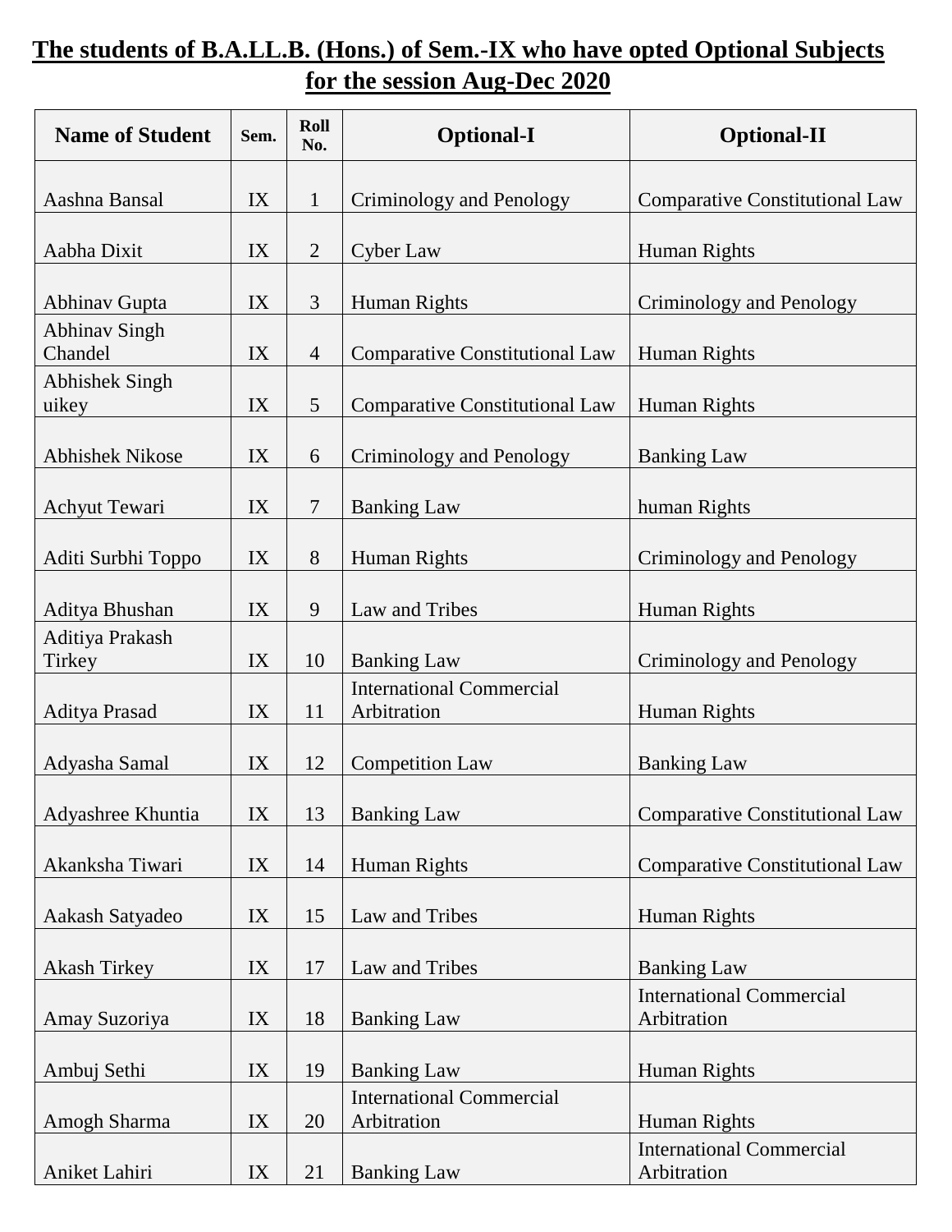# The students of B.A.LL.B. (Hons.) of Sem.-IX who have opted Optional Subjects for the session Aug-Dec 2020

| Name of Student | Sem. | Roll No. | Optional-I | Optional-II |
|---|---|---|---|---|
| Aashna Bansal | IX | 1 | Criminology and Penology | Comparative Constitutional Law |
| Aabha Dixit | IX | 2 | Cyber Law | Human Rights |
| Abhinav Gupta | IX | 3 | Human Rights | Criminology and Penology |
| Abhinav Singh Chandel | IX | 4 | Comparative Constitutional Law | Human Rights |
| Abhishek Singh uikey | IX | 5 | Comparative Constitutional Law | Human Rights |
| Abhishek Nikose | IX | 6 | Criminology and Penology | Banking Law |
| Achyut Tewari | IX | 7 | Banking Law | human Rights |
| Aditi Surbhi Toppo | IX | 8 | Human Rights | Criminology and Penology |
| Aditya Bhushan | IX | 9 | Law and Tribes | Human Rights |
| Aditiya Prakash Tirkey | IX | 10 | Banking Law | Criminology and Penology |
| Aditya Prasad | IX | 11 | International Commercial Arbitration | Human Rights |
| Adyasha Samal | IX | 12 | Competition Law | Banking Law |
| Adyashree Khuntia | IX | 13 | Banking Law | Comparative Constitutional Law |
| Akanksha Tiwari | IX | 14 | Human Rights | Comparative Constitutional Law |
| Aakash Satyadeo | IX | 15 | Law and Tribes | Human Rights |
| Akash Tirkey | IX | 17 | Law and Tribes | Banking Law |
| Amay Suzoriya | IX | 18 | Banking Law | International Commercial Arbitration |
| Ambuj Sethi | IX | 19 | Banking Law | Human Rights |
| Amogh Sharma | IX | 20 | International Commercial Arbitration | Human Rights |
| Aniket Lahiri | IX | 21 | Banking Law | International Commercial Arbitration |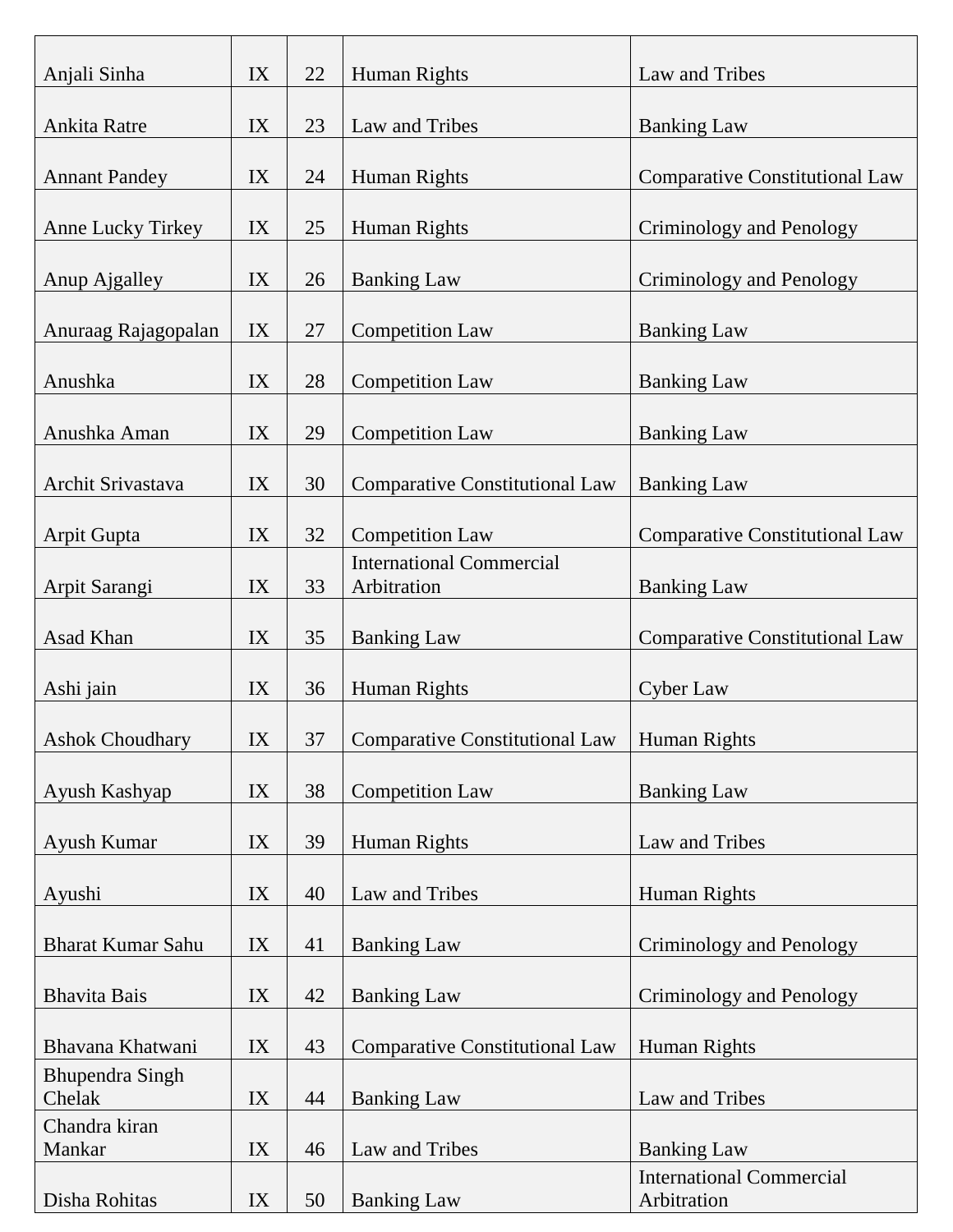| Anjali Sinha | IX | 22 | Human Rights | Law and Tribes |
|---|---|---|---|---|
| Ankita Ratre | IX | 23 | Law and Tribes | Banking Law |
| Annant Pandey | IX | 24 | Human Rights | Comparative Constitutional Law |
| Anne Lucky Tirkey | IX | 25 | Human Rights | Criminology and Penology |
| Anup Ajgalley | IX | 26 | Banking Law | Criminology and Penology |
| Anuraag Rajagopalan | IX | 27 | Competition Law | Banking Law |
| Anushka | IX | 28 | Competition Law | Banking Law |
| Anushka Aman | IX | 29 | Competition Law | Banking Law |
| Archit Srivastava | IX | 30 | Comparative Constitutional Law | Banking Law |
| Arpit Gupta | IX | 32 | Competition Law | Comparative Constitutional Law |
| Arpit Sarangi | IX | 33 | International Commercial Arbitration | Banking Law |
| Asad Khan | IX | 35 | Banking Law | Comparative Constitutional Law |
| Ashi jain | IX | 36 | Human Rights | Cyber Law |
| Ashok Choudhary | IX | 37 | Comparative Constitutional Law | Human Rights |
| Ayush Kashyap | IX | 38 | Competition Law | Banking Law |
| Ayush Kumar | IX | 39 | Human Rights | Law and Tribes |
| Ayushi | IX | 40 | Law and Tribes | Human Rights |
| Bharat Kumar Sahu | IX | 41 | Banking Law | Criminology and Penology |
| Bhavita Bais | IX | 42 | Banking Law | Criminology and Penology |
| Bhavana Khatwani | IX | 43 | Comparative Constitutional Law | Human Rights |
| Bhupendra Singh Chelak | IX | 44 | Banking Law | Law and Tribes |
| Chandra kiran Mankar | IX | 46 | Law and Tribes | Banking Law |
| Disha Rohitas | IX | 50 | Banking Law | International Commercial Arbitration |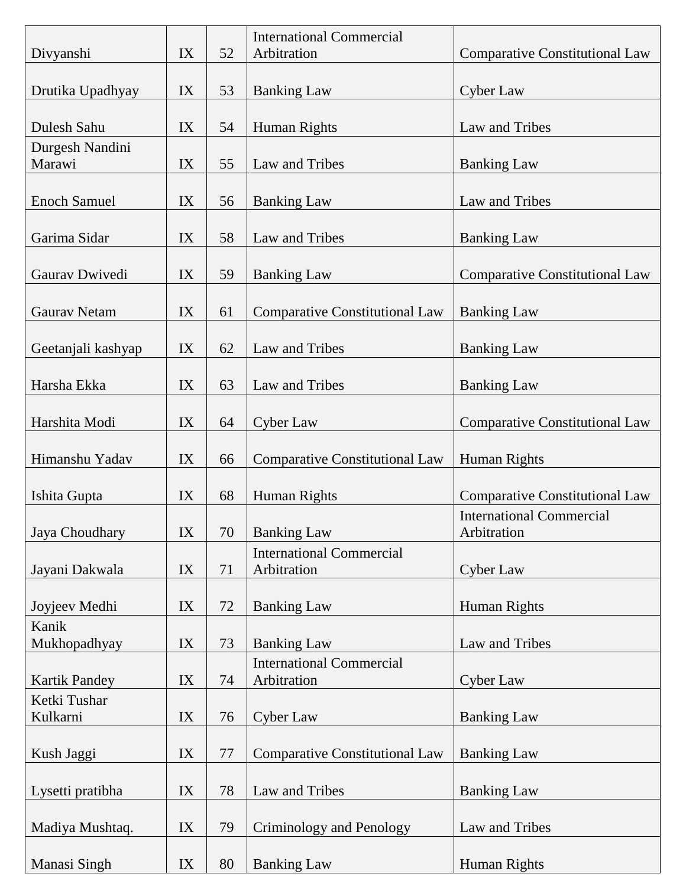| Divyanshi | IX | 52 | International Commercial Arbitration | Comparative Constitutional Law |
|---|---|---|---|---|
| Drutika Upadhyay | IX | 53 | Banking Law | Cyber Law |
| Dulesh Sahu | IX | 54 | Human Rights | Law and Tribes |
| Durgesh Nandini Marawi | IX | 55 | Law and Tribes | Banking Law |
| Enoch Samuel | IX | 56 | Banking Law | Law and Tribes |
| Garima Sidar | IX | 58 | Law and Tribes | Banking Law |
| Gaurav Dwivedi | IX | 59 | Banking Law | Comparative Constitutional Law |
| Gaurav Netam | IX | 61 | Comparative Constitutional Law | Banking Law |
| Geetanjali kashyap | IX | 62 | Law and Tribes | Banking Law |
| Harsha Ekka | IX | 63 | Law and Tribes | Banking Law |
| Harshita Modi | IX | 64 | Cyber Law | Comparative Constitutional Law |
| Himanshu Yadav | IX | 66 | Comparative Constitutional Law | Human Rights |
| Ishita Gupta | IX | 68 | Human Rights | Comparative Constitutional Law |
| Jaya Choudhary | IX | 70 | Banking Law | International Commercial Arbitration |
| Jayani Dakwala | IX | 71 | International Commercial Arbitration | Cyber Law |
| Joyjeev Medhi | IX | 72 | Banking Law | Human Rights |
| Kanik Mukhopadhyay | IX | 73 | Banking Law | Law and Tribes |
| Kartik Pandey | IX | 74 | International Commercial Arbitration | Cyber Law |
| Ketki Tushar Kulkarni | IX | 76 | Cyber Law | Banking Law |
| Kush Jaggi | IX | 77 | Comparative Constitutional Law | Banking Law |
| Lysetti pratibha | IX | 78 | Law and Tribes | Banking Law |
| Madiya Mushtaq. | IX | 79 | Criminology and Penology | Law and Tribes |
| Manasi Singh | IX | 80 | Banking Law | Human Rights |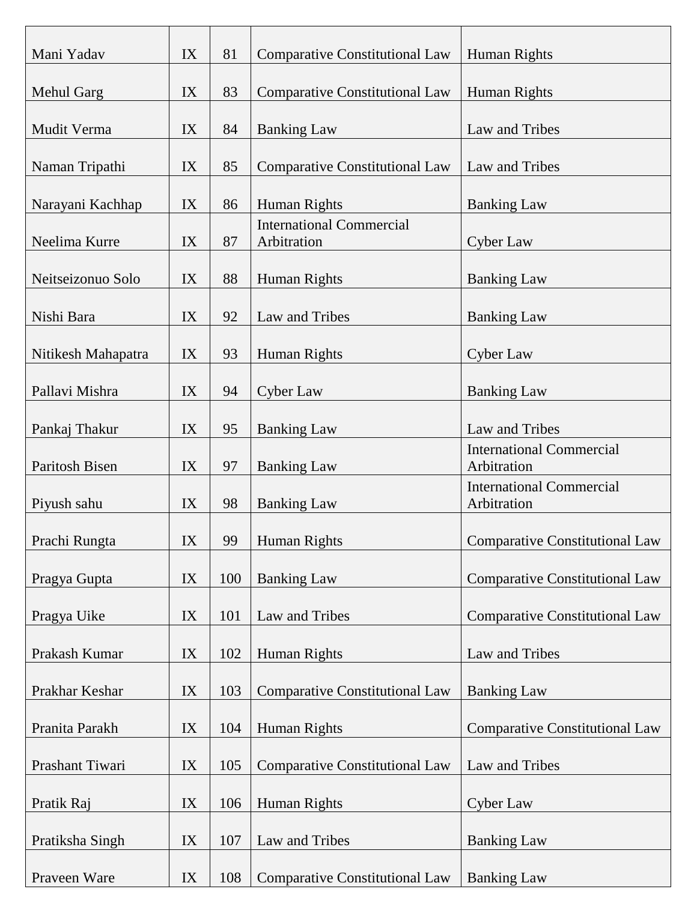| | | | | |
|---|---|---|---|---|
| Mani Yadav | IX | 81 | Comparative Constitutional Law | Human Rights |
| Mehul Garg | IX | 83 | Comparative Constitutional Law | Human Rights |
| Mudit Verma | IX | 84 | Banking Law | Law and Tribes |
| Naman Tripathi | IX | 85 | Comparative Constitutional Law | Law and Tribes |
| Narayani Kachhap | IX | 86 | Human Rights | Banking Law |
| Neelima Kurre | IX | 87 | International Commercial Arbitration | Cyber Law |
| Neitseizonuo Solo | IX | 88 | Human Rights | Banking Law |
| Nishi Bara | IX | 92 | Law and Tribes | Banking Law |
| Nitikesh Mahapatra | IX | 93 | Human Rights | Cyber Law |
| Pallavi Mishra | IX | 94 | Cyber Law | Banking Law |
| Pankaj Thakur | IX | 95 | Banking Law | Law and Tribes |
| Paritosh Bisen | IX | 97 | Banking Law | International Commercial Arbitration |
| Piyush sahu | IX | 98 | Banking Law | International Commercial Arbitration |
| Prachi Rungta | IX | 99 | Human Rights | Comparative Constitutional Law |
| Pragya Gupta | IX | 100 | Banking Law | Comparative Constitutional Law |
| Pragya Uike | IX | 101 | Law and Tribes | Comparative Constitutional Law |
| Prakash Kumar | IX | 102 | Human Rights | Law and Tribes |
| Prakhar Keshar | IX | 103 | Comparative Constitutional Law | Banking Law |
| Pranita Parakh | IX | 104 | Human Rights | Comparative Constitutional Law |
| Prashant Tiwari | IX | 105 | Comparative Constitutional Law | Law and Tribes |
| Pratik Raj | IX | 106 | Human Rights | Cyber Law |
| Pratiksha Singh | IX | 107 | Law and Tribes | Banking Law |
| Praveen Ware | IX | 108 | Comparative Constitutional Law | Banking Law |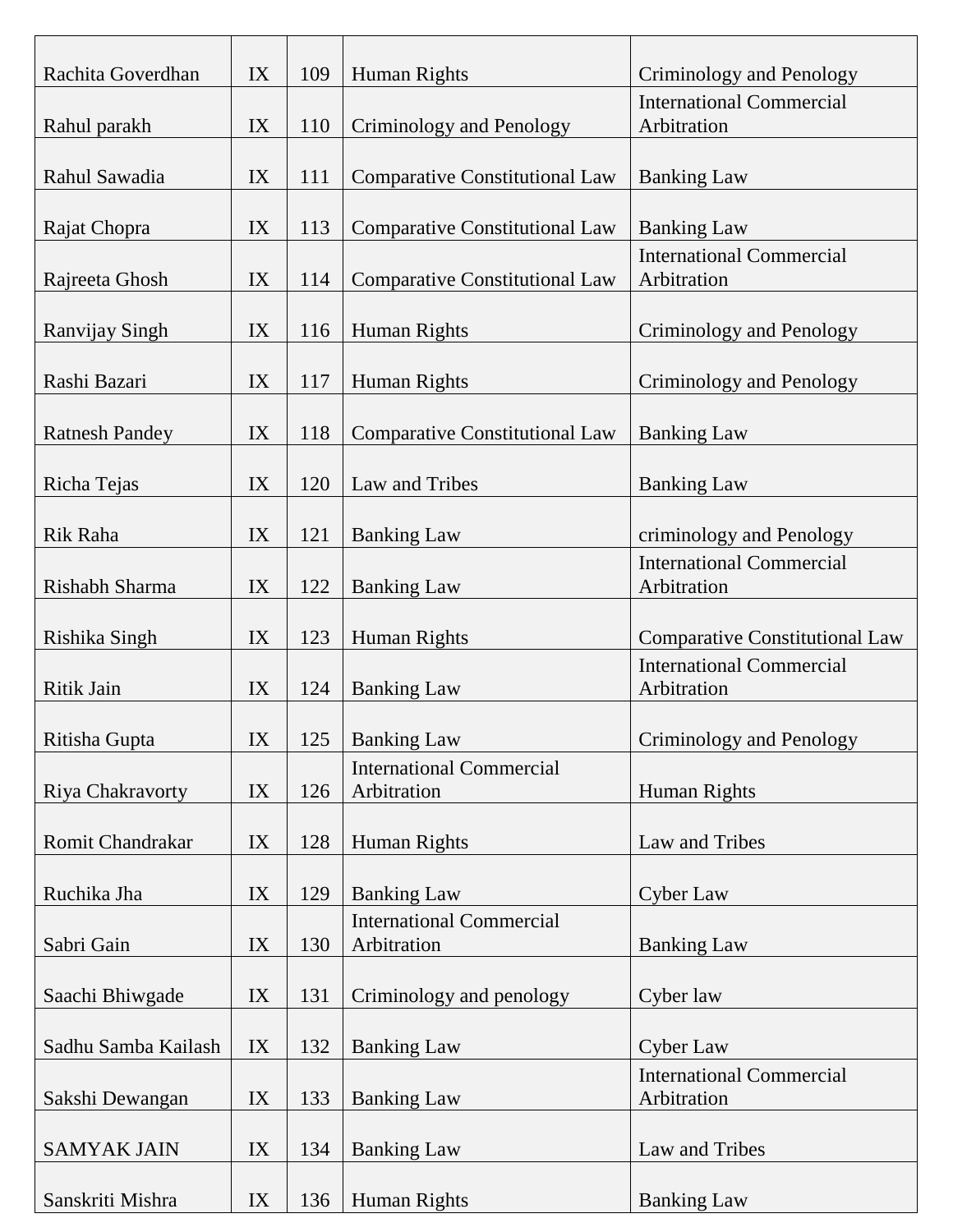| | | | | |
|---|---|---|---|---|
| Rachita Goverdhan | IX | 109 | Human Rights | Criminology and Penology |
| Rahul parakh | IX | 110 | Criminology and Penology | International Commercial Arbitration |
| Rahul Sawadia | IX | 111 | Comparative Constitutional Law | Banking Law |
| Rajat Chopra | IX | 113 | Comparative Constitutional Law | Banking Law |
| Rajreeta Ghosh | IX | 114 | Comparative Constitutional Law | International Commercial Arbitration |
| Ranvijay Singh | IX | 116 | Human Rights | Criminology and Penology |
| Rashi Bazari | IX | 117 | Human Rights | Criminology and Penology |
| Ratnesh Pandey | IX | 118 | Comparative Constitutional Law | Banking Law |
| Richa Tejas | IX | 120 | Law and Tribes | Banking Law |
| Rik Raha | IX | 121 | Banking Law | criminology and Penology |
| Rishabh Sharma | IX | 122 | Banking Law | International Commercial Arbitration |
| Rishika Singh | IX | 123 | Human Rights | Comparative Constitutional Law |
| Ritik Jain | IX | 124 | Banking Law | International Commercial Arbitration |
| Ritisha Gupta | IX | 125 | Banking Law | Criminology and Penology |
| Riya Chakravorty | IX | 126 | International Commercial Arbitration | Human Rights |
| Romit Chandrakar | IX | 128 | Human Rights | Law and Tribes |
| Ruchika Jha | IX | 129 | Banking Law | Cyber Law |
| Sabri Gain | IX | 130 | International Commercial Arbitration | Banking Law |
| Saachi Bhiwgade | IX | 131 | Criminology and penology | Cyber law |
| Sadhu Samba Kailash | IX | 132 | Banking Law | Cyber Law |
| Sakshi Dewangan | IX | 133 | Banking Law | International Commercial Arbitration |
| SAMYAK JAIN | IX | 134 | Banking Law | Law and Tribes |
| Sanskriti Mishra | IX | 136 | Human Rights | Banking Law |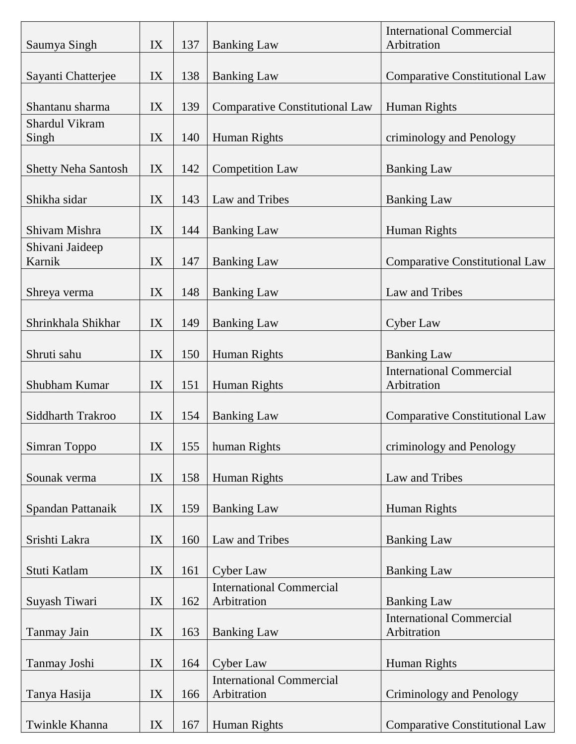| Saumya Singh | IX | 137 | Banking Law | International Commercial Arbitration |
|---|---|---|---|---|
| Sayanti Chatterjee | IX | 138 | Banking Law | Comparative Constitutional Law |
| Shantanu sharma | IX | 139 | Comparative Constitutional Law | Human Rights |
| Shardul Vikram Singh | IX | 140 | Human Rights | criminology and Penology |
| Shetty Neha Santosh | IX | 142 | Competition Law | Banking Law |
| Shikha sidar | IX | 143 | Law and Tribes | Banking Law |
| Shivam Mishra | IX | 144 | Banking Law | Human Rights |
| Shivani Jaideep Karnik | IX | 147 | Banking Law | Comparative Constitutional Law |
| Shreya verma | IX | 148 | Banking Law | Law and Tribes |
| Shrinkhala Shikhar | IX | 149 | Banking Law | Cyber Law |
| Shruti sahu | IX | 150 | Human Rights | Banking Law |
| Shubham Kumar | IX | 151 | Human Rights | International Commercial Arbitration |
| Siddharth Trakroo | IX | 154 | Banking Law | Comparative Constitutional Law |
| Simran Toppo | IX | 155 | human Rights | criminology and Penology |
| Sounak verma | IX | 158 | Human Rights | Law and Tribes |
| Spandan Pattanaik | IX | 159 | Banking Law | Human Rights |
| Srishti Lakra | IX | 160 | Law and Tribes | Banking Law |
| Stuti Katlam | IX | 161 | Cyber Law | Banking Law |
| Suyash Tiwari | IX | 162 | International Commercial Arbitration | Banking Law |
| Tanmay Jain | IX | 163 | Banking Law | International Commercial Arbitration |
| Tanmay Joshi | IX | 164 | Cyber Law | Human Rights |
| Tanya Hasija | IX | 166 | International Commercial Arbitration | Criminology and Penology |
| Twinkle Khanna | IX | 167 | Human Rights | Comparative Constitutional Law |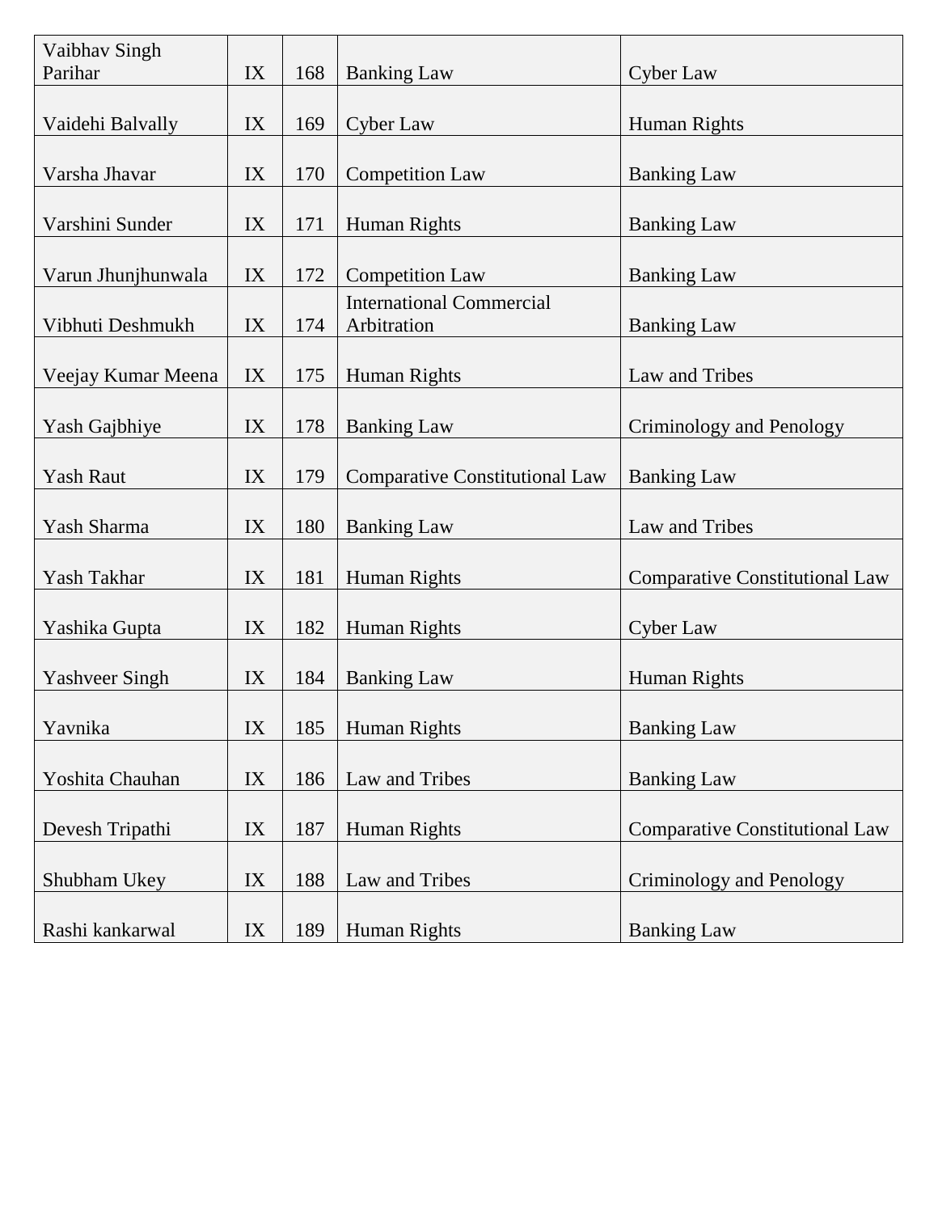| Vaibhav Singh Parihar | IX | 168 | Banking Law | Cyber Law |
|---|---|---|---|---|
| Vaidehi Balvally | IX | 169 | Cyber Law | Human Rights |
| Varsha Jhavar | IX | 170 | Competition Law | Banking Law |
| Varshini Sunder | IX | 171 | Human Rights | Banking Law |
| Varun Jhunjhunwala | IX | 172 | Competition Law | Banking Law |
| Vibhuti Deshmukh | IX | 174 | International Commercial Arbitration | Banking Law |
| Veejay Kumar Meena | IX | 175 | Human Rights | Law and Tribes |
| Yash Gajbhiye | IX | 178 | Banking Law | Criminology and Penology |
| Yash Raut | IX | 179 | Comparative Constitutional Law | Banking Law |
| Yash Sharma | IX | 180 | Banking Law | Law and Tribes |
| Yash Takhar | IX | 181 | Human Rights | Comparative Constitutional Law |
| Yashika Gupta | IX | 182 | Human Rights | Cyber Law |
| Yashveer Singh | IX | 184 | Banking Law | Human Rights |
| Yavnika | IX | 185 | Human Rights | Banking Law |
| Yoshita Chauhan | IX | 186 | Law and Tribes | Banking Law |
| Devesh Tripathi | IX | 187 | Human Rights | Comparative Constitutional Law |
| Shubham Ukey | IX | 188 | Law and Tribes | Criminology and Penology |
| Rashi kankarwal | IX | 189 | Human Rights | Banking Law |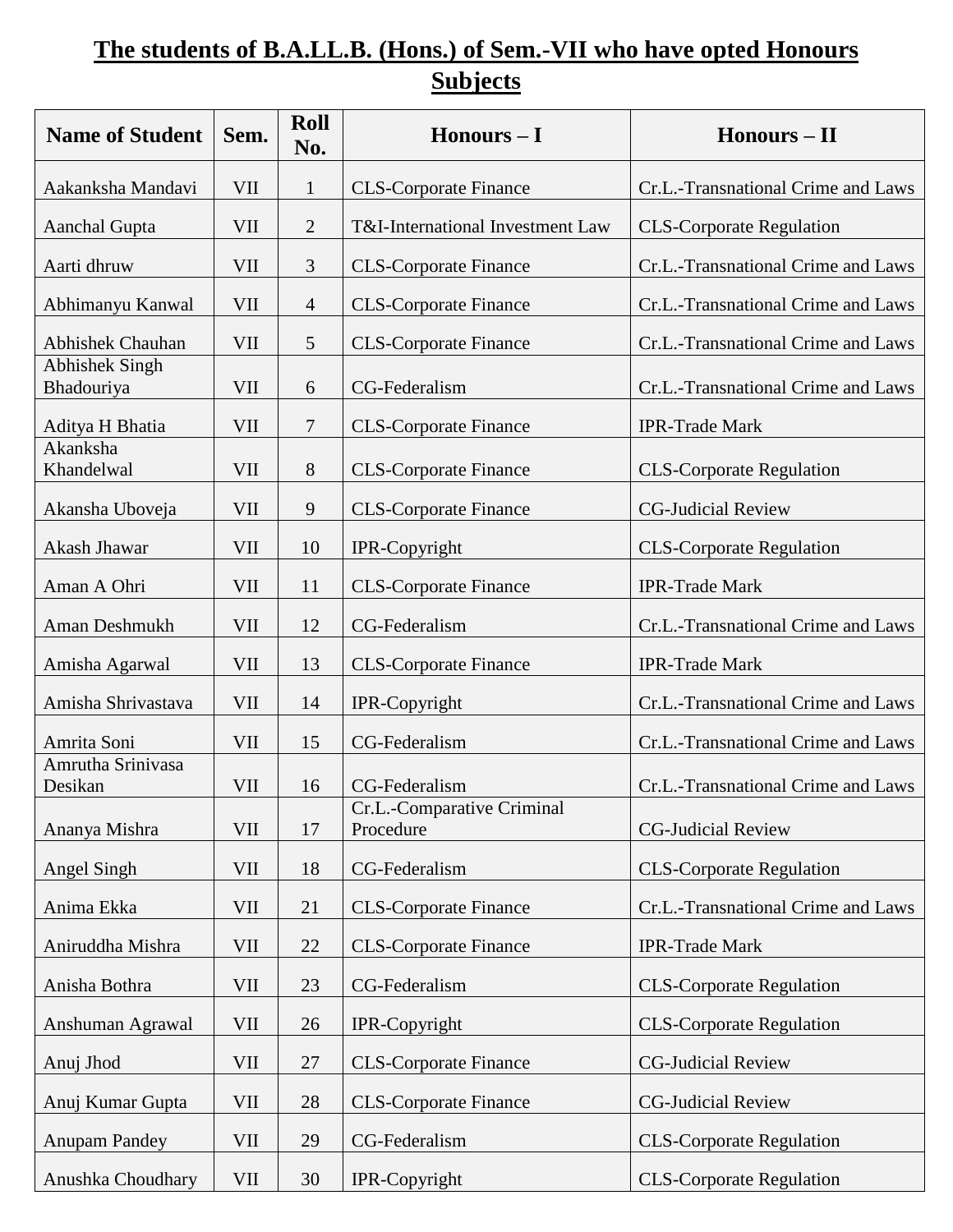# The students of B.A.LL.B. (Hons.) of Sem.-VII who have opted Honours Subjects

| Name of Student | Sem. | Roll No. | Honours – I | Honours – II |
|---|---|---|---|---|
| Aakanksha Mandavi | VII | 1 | CLS-Corporate Finance | Cr.L.-Transnational Crime and Laws |
| Aanchal Gupta | VII | 2 | T&I-International Investment Law | CLS-Corporate Regulation |
| Aarti dhruw | VII | 3 | CLS-Corporate Finance | Cr.L.-Transnational Crime and Laws |
| Abhimanyu Kanwal | VII | 4 | CLS-Corporate Finance | Cr.L.-Transnational Crime and Laws |
| Abhishek Chauhan | VII | 5 | CLS-Corporate Finance | Cr.L.-Transnational Crime and Laws |
| Abhishek Singh Bhadouriya | VII | 6 | CG-Federalism | Cr.L.-Transnational Crime and Laws |
| Aditya H Bhatia | VII | 7 | CLS-Corporate Finance | IPR-Trade Mark |
| Akanksha Khandelwal | VII | 8 | CLS-Corporate Finance | CLS-Corporate Regulation |
| Akansha Uboveja | VII | 9 | CLS-Corporate Finance | CG-Judicial Review |
| Akash Jhawar | VII | 10 | IPR-Copyright | CLS-Corporate Regulation |
| Aman A Ohri | VII | 11 | CLS-Corporate Finance | IPR-Trade Mark |
| Aman Deshmukh | VII | 12 | CG-Federalism | Cr.L.-Transnational Crime and Laws |
| Amisha Agarwal | VII | 13 | CLS-Corporate Finance | IPR-Trade Mark |
| Amisha Shrivastava | VII | 14 | IPR-Copyright | Cr.L.-Transnational Crime and Laws |
| Amrita Soni | VII | 15 | CG-Federalism | Cr.L.-Transnational Crime and Laws |
| Amrutha Srinivasa Desikan | VII | 16 | CG-Federalism | Cr.L.-Transnational Crime and Laws |
| Ananya Mishra | VII | 17 | Cr.L.-Comparative Criminal Procedure | CG-Judicial Review |
| Angel Singh | VII | 18 | CG-Federalism | CLS-Corporate Regulation |
| Anima Ekka | VII | 21 | CLS-Corporate Finance | Cr.L.-Transnational Crime and Laws |
| Aniruddha Mishra | VII | 22 | CLS-Corporate Finance | IPR-Trade Mark |
| Anisha Bothra | VII | 23 | CG-Federalism | CLS-Corporate Regulation |
| Anshuman Agrawal | VII | 26 | IPR-Copyright | CLS-Corporate Regulation |
| Anuj Jhod | VII | 27 | CLS-Corporate Finance | CG-Judicial Review |
| Anuj Kumar Gupta | VII | 28 | CLS-Corporate Finance | CG-Judicial Review |
| Anupam Pandey | VII | 29 | CG-Federalism | CLS-Corporate Regulation |
| Anushka Choudhary | VII | 30 | IPR-Copyright | CLS-Corporate Regulation |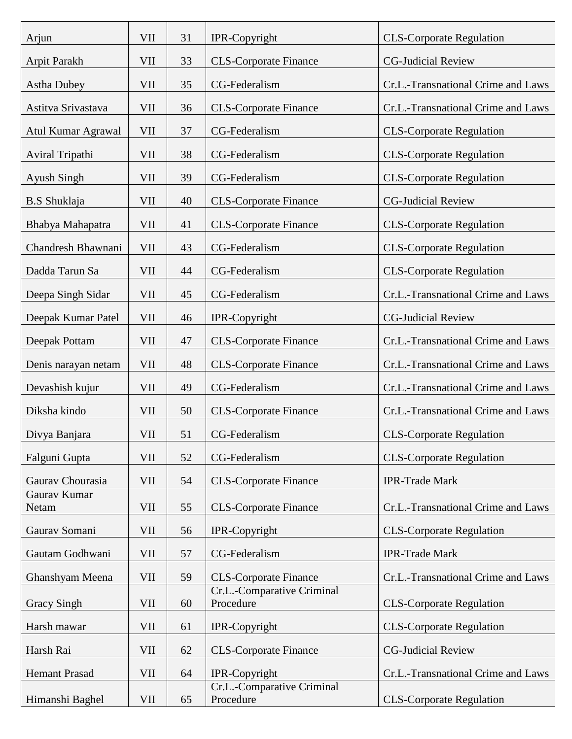| Arjun | VII | 31 | IPR-Copyright | CLS-Corporate Regulation |
|---|---|---|---|---|
| Arpit Parakh | VII | 33 | CLS-Corporate Finance | CG-Judicial Review |
| Astha Dubey | VII | 35 | CG-Federalism | Cr.L.-Transnational Crime and Laws |
| Astitva Srivastava | VII | 36 | CLS-Corporate Finance | Cr.L.-Transnational Crime and Laws |
| Atul Kumar Agrawal | VII | 37 | CG-Federalism | CLS-Corporate Regulation |
| Aviral Tripathi | VII | 38 | CG-Federalism | CLS-Corporate Regulation |
| Ayush Singh | VII | 39 | CG-Federalism | CLS-Corporate Regulation |
| B.S Shuklaja | VII | 40 | CLS-Corporate Finance | CG-Judicial Review |
| Bhabya Mahapatra | VII | 41 | CLS-Corporate Finance | CLS-Corporate Regulation |
| Chandresh Bhawnani | VII | 43 | CG-Federalism | CLS-Corporate Regulation |
| Dadda Tarun Sa | VII | 44 | CG-Federalism | CLS-Corporate Regulation |
| Deepa Singh Sidar | VII | 45 | CG-Federalism | Cr.L.-Transnational Crime and Laws |
| Deepak Kumar Patel | VII | 46 | IPR-Copyright | CG-Judicial Review |
| Deepak Pottam | VII | 47 | CLS-Corporate Finance | Cr.L.-Transnational Crime and Laws |
| Denis narayan netam | VII | 48 | CLS-Corporate Finance | Cr.L.-Transnational Crime and Laws |
| Devashish kujur | VII | 49 | CG-Federalism | Cr.L.-Transnational Crime and Laws |
| Diksha kindo | VII | 50 | CLS-Corporate Finance | Cr.L.-Transnational Crime and Laws |
| Divya Banjara | VII | 51 | CG-Federalism | CLS-Corporate Regulation |
| Falguni Gupta | VII | 52 | CG-Federalism | CLS-Corporate Regulation |
| Gaurav Chourasia | VII | 54 | CLS-Corporate Finance | IPR-Trade Mark |
| Gaurav Kumar Netam | VII | 55 | CLS-Corporate Finance | Cr.L.-Transnational Crime and Laws |
| Gaurav Somani | VII | 56 | IPR-Copyright | CLS-Corporate Regulation |
| Gautam Godhwani | VII | 57 | CG-Federalism | IPR-Trade Mark |
| Ghanshyam Meena | VII | 59 | CLS-Corporate Finance | Cr.L.-Transnational Crime and Laws |
| Gracy Singh | VII | 60 | Cr.L.-Comparative Criminal Procedure | CLS-Corporate Regulation |
| Harsh mawar | VII | 61 | IPR-Copyright | CLS-Corporate Regulation |
| Harsh Rai | VII | 62 | CLS-Corporate Finance | CG-Judicial Review |
| Hemant Prasad | VII | 64 | IPR-Copyright | Cr.L.-Transnational Crime and Laws |
| Himanshi Baghel | VII | 65 | Cr.L.-Comparative Criminal Procedure | CLS-Corporate Regulation |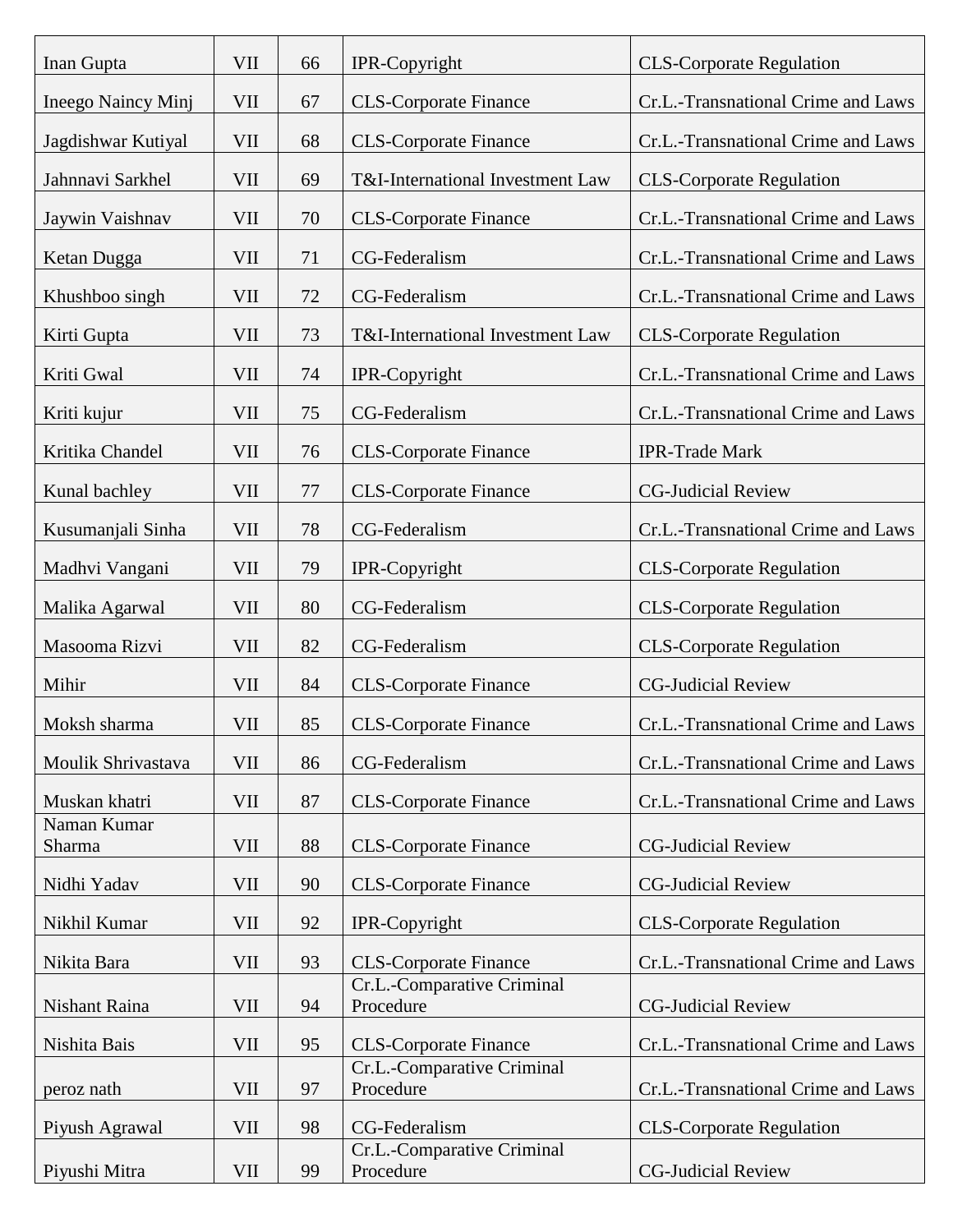| | | | | |
|---|---|---|---|---|
| Inan Gupta | VII | 66 | IPR-Copyright | CLS-Corporate Regulation |
| Ineego Naincy Minj | VII | 67 | CLS-Corporate Finance | Cr.L.-Transnational Crime and Laws |
| Jagdishwar Kutiyal | VII | 68 | CLS-Corporate Finance | Cr.L.-Transnational Crime and Laws |
| Jahnnavi Sarkhel | VII | 69 | T&I-International Investment Law | CLS-Corporate Regulation |
| Jaywin Vaishnav | VII | 70 | CLS-Corporate Finance | Cr.L.-Transnational Crime and Laws |
| Ketan Dugga | VII | 71 | CG-Federalism | Cr.L.-Transnational Crime and Laws |
| Khushboo singh | VII | 72 | CG-Federalism | Cr.L.-Transnational Crime and Laws |
| Kirti Gupta | VII | 73 | T&I-International Investment Law | CLS-Corporate Regulation |
| Kriti Gwal | VII | 74 | IPR-Copyright | Cr.L.-Transnational Crime and Laws |
| Kriti kujur | VII | 75 | CG-Federalism | Cr.L.-Transnational Crime and Laws |
| Kritika Chandel | VII | 76 | CLS-Corporate Finance | IPR-Trade Mark |
| Kunal bachley | VII | 77 | CLS-Corporate Finance | CG-Judicial Review |
| Kusumanjali Sinha | VII | 78 | CG-Federalism | Cr.L.-Transnational Crime and Laws |
| Madhvi Vangani | VII | 79 | IPR-Copyright | CLS-Corporate Regulation |
| Malika Agarwal | VII | 80 | CG-Federalism | CLS-Corporate Regulation |
| Masooma Rizvi | VII | 82 | CG-Federalism | CLS-Corporate Regulation |
| Mihir | VII | 84 | CLS-Corporate Finance | CG-Judicial Review |
| Moksh sharma | VII | 85 | CLS-Corporate Finance | Cr.L.-Transnational Crime and Laws |
| Moulik Shrivastava | VII | 86 | CG-Federalism | Cr.L.-Transnational Crime and Laws |
| Muskan khatri | VII | 87 | CLS-Corporate Finance | Cr.L.-Transnational Crime and Laws |
| Naman Kumar Sharma | VII | 88 | CLS-Corporate Finance | CG-Judicial Review |
| Nidhi Yadav | VII | 90 | CLS-Corporate Finance | CG-Judicial Review |
| Nikhil Kumar | VII | 92 | IPR-Copyright | CLS-Corporate Regulation |
| Nikita Bara | VII | 93 | CLS-Corporate Finance | Cr.L.-Transnational Crime and Laws |
| Nishant Raina | VII | 94 | Cr.L.-Comparative Criminal Procedure | CG-Judicial Review |
| Nishita Bais | VII | 95 | CLS-Corporate Finance | Cr.L.-Transnational Crime and Laws |
| peroz nath | VII | 97 | Cr.L.-Comparative Criminal Procedure | Cr.L.-Transnational Crime and Laws |
| Piyush Agrawal | VII | 98 | CG-Federalism | CLS-Corporate Regulation |
| Piyushi Mitra | VII | 99 | Cr.L.-Comparative Criminal Procedure | CG-Judicial Review |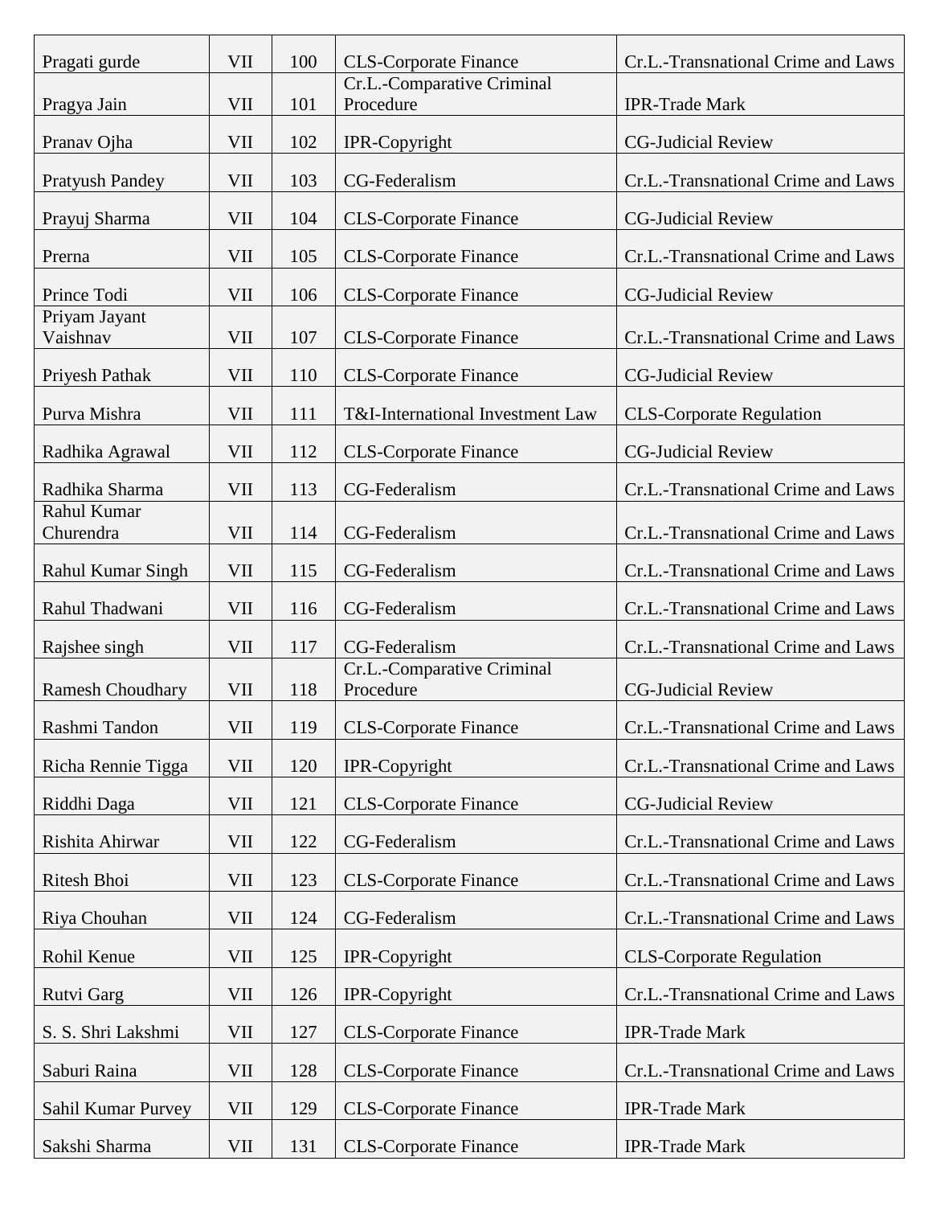| | | | | |
|---|---|---|---|---|
| Pragati gurde | VII | 100 | CLS-Corporate Finance | Cr.L.-Transnational Crime and Laws |
| Pragya Jain | VII | 101 | Cr.L.-Comparative Criminal Procedure | IPR-Trade Mark |
| Pranav Ojha | VII | 102 | IPR-Copyright | CG-Judicial Review |
| Pratyush Pandey | VII | 103 | CG-Federalism | Cr.L.-Transnational Crime and Laws |
| Prayuj Sharma | VII | 104 | CLS-Corporate Finance | CG-Judicial Review |
| Prerna | VII | 105 | CLS-Corporate Finance | Cr.L.-Transnational Crime and Laws |
| Prince Todi | VII | 106 | CLS-Corporate Finance | CG-Judicial Review |
| Priyam Jayant Vaishnav | VII | 107 | CLS-Corporate Finance | Cr.L.-Transnational Crime and Laws |
| Priyesh Pathak | VII | 110 | CLS-Corporate Finance | CG-Judicial Review |
| Purva Mishra | VII | 111 | T&I-International Investment Law | CLS-Corporate Regulation |
| Radhika Agrawal | VII | 112 | CLS-Corporate Finance | CG-Judicial Review |
| Radhika Sharma | VII | 113 | CG-Federalism | Cr.L.-Transnational Crime and Laws |
| Rahul Kumar Churendra | VII | 114 | CG-Federalism | Cr.L.-Transnational Crime and Laws |
| Rahul Kumar Singh | VII | 115 | CG-Federalism | Cr.L.-Transnational Crime and Laws |
| Rahul Thadwani | VII | 116 | CG-Federalism | Cr.L.-Transnational Crime and Laws |
| Rajshee singh | VII | 117 | CG-Federalism | Cr.L.-Transnational Crime and Laws |
| Ramesh Choudhary | VII | 118 | Cr.L.-Comparative Criminal Procedure | CG-Judicial Review |
| Rashmi Tandon | VII | 119 | CLS-Corporate Finance | Cr.L.-Transnational Crime and Laws |
| Richa Rennie Tigga | VII | 120 | IPR-Copyright | Cr.L.-Transnational Crime and Laws |
| Riddhi Daga | VII | 121 | CLS-Corporate Finance | CG-Judicial Review |
| Rishita Ahirwar | VII | 122 | CG-Federalism | Cr.L.-Transnational Crime and Laws |
| Ritesh Bhoi | VII | 123 | CLS-Corporate Finance | Cr.L.-Transnational Crime and Laws |
| Riya Chouhan | VII | 124 | CG-Federalism | Cr.L.-Transnational Crime and Laws |
| Rohil Kenue | VII | 125 | IPR-Copyright | CLS-Corporate Regulation |
| Rutvi Garg | VII | 126 | IPR-Copyright | Cr.L.-Transnational Crime and Laws |
| S. S. Shri Lakshmi | VII | 127 | CLS-Corporate Finance | IPR-Trade Mark |
| Saburi Raina | VII | 128 | CLS-Corporate Finance | Cr.L.-Transnational Crime and Laws |
| Sahil Kumar Purvey | VII | 129 | CLS-Corporate Finance | IPR-Trade Mark |
| Sakshi Sharma | VII | 131 | CLS-Corporate Finance | IPR-Trade Mark |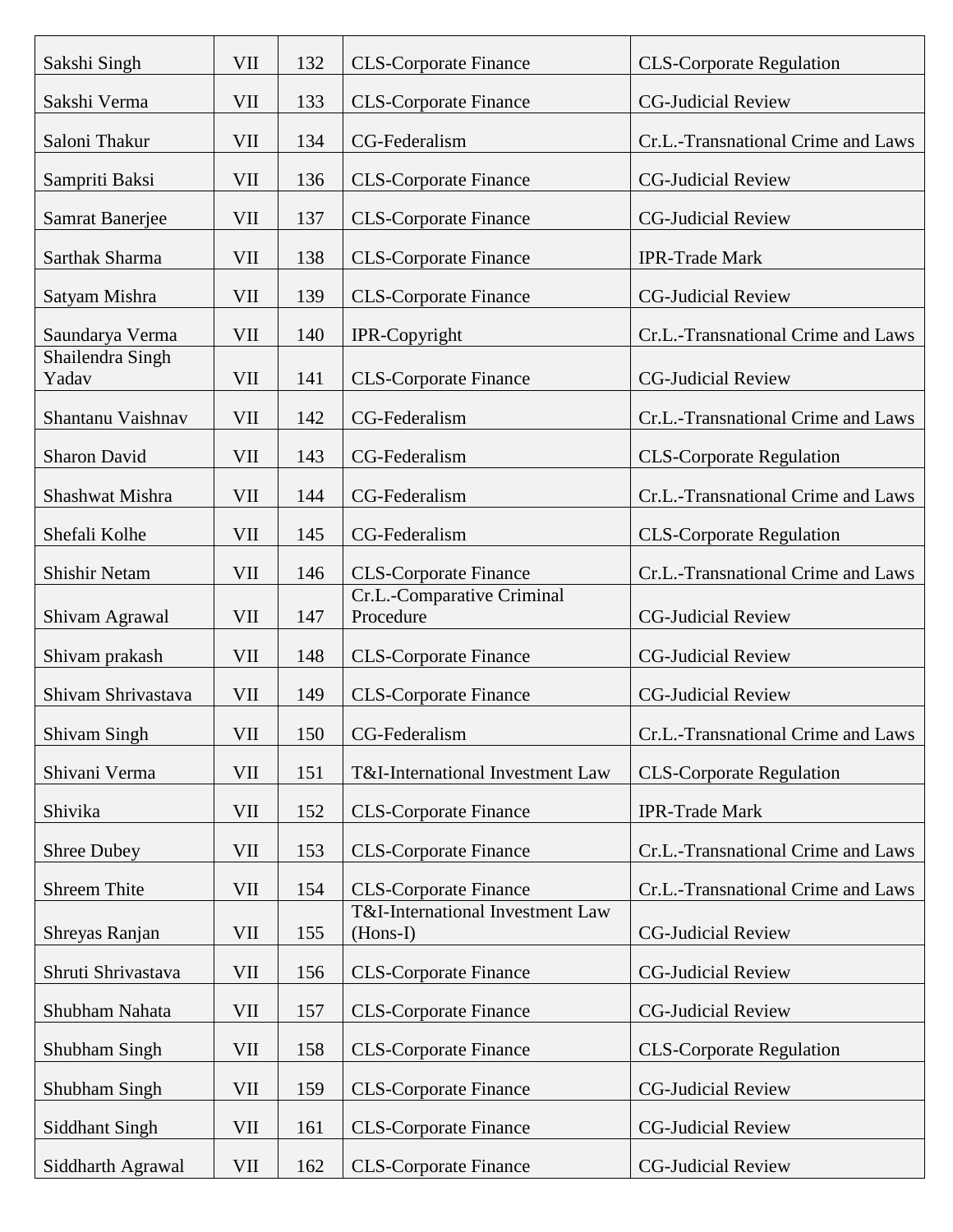| Sakshi Singh | VII | 132 | CLS-Corporate Finance | CLS-Corporate Regulation |
|---|---|---|---|---|
| Sakshi Verma | VII | 133 | CLS-Corporate Finance | CG-Judicial Review |
| Saloni Thakur | VII | 134 | CG-Federalism | Cr.L.-Transnational Crime and Laws |
| Sampriti Baksi | VII | 136 | CLS-Corporate Finance | CG-Judicial Review |
| Samrat Banerjee | VII | 137 | CLS-Corporate Finance | CG-Judicial Review |
| Sarthak Sharma | VII | 138 | CLS-Corporate Finance | IPR-Trade Mark |
| Satyam Mishra | VII | 139 | CLS-Corporate Finance | CG-Judicial Review |
| Saundarya Verma | VII | 140 | IPR-Copyright | Cr.L.-Transnational Crime and Laws |
| Shailendra Singh Yadav | VII | 141 | CLS-Corporate Finance | CG-Judicial Review |
| Shantanu Vaishnav | VII | 142 | CG-Federalism | Cr.L.-Transnational Crime and Laws |
| Sharon David | VII | 143 | CG-Federalism | CLS-Corporate Regulation |
| Shashwat Mishra | VII | 144 | CG-Federalism | Cr.L.-Transnational Crime and Laws |
| Shefali Kolhe | VII | 145 | CG-Federalism | CLS-Corporate Regulation |
| Shishir Netam | VII | 146 | CLS-Corporate Finance | Cr.L.-Transnational Crime and Laws |
| Shivam Agrawal | VII | 147 | Cr.L.-Comparative Criminal Procedure | CG-Judicial Review |
| Shivam prakash | VII | 148 | CLS-Corporate Finance | CG-Judicial Review |
| Shivam Shrivastava | VII | 149 | CLS-Corporate Finance | CG-Judicial Review |
| Shivam Singh | VII | 150 | CG-Federalism | Cr.L.-Transnational Crime and Laws |
| Shivani Verma | VII | 151 | T&I-International Investment Law | CLS-Corporate Regulation |
| Shivika | VII | 152 | CLS-Corporate Finance | IPR-Trade Mark |
| Shree Dubey | VII | 153 | CLS-Corporate Finance | Cr.L.-Transnational Crime and Laws |
| Shreem Thite | VII | 154 | CLS-Corporate Finance | Cr.L.-Transnational Crime and Laws |
| Shreyas Ranjan | VII | 155 | T&I-International Investment Law (Hons-I) | CG-Judicial Review |
| Shruti Shrivastava | VII | 156 | CLS-Corporate Finance | CG-Judicial Review |
| Shubham Nahata | VII | 157 | CLS-Corporate Finance | CG-Judicial Review |
| Shubham Singh | VII | 158 | CLS-Corporate Finance | CLS-Corporate Regulation |
| Shubham Singh | VII | 159 | CLS-Corporate Finance | CG-Judicial Review |
| Siddhant Singh | VII | 161 | CLS-Corporate Finance | CG-Judicial Review |
| Siddharth Agrawal | VII | 162 | CLS-Corporate Finance | CG-Judicial Review |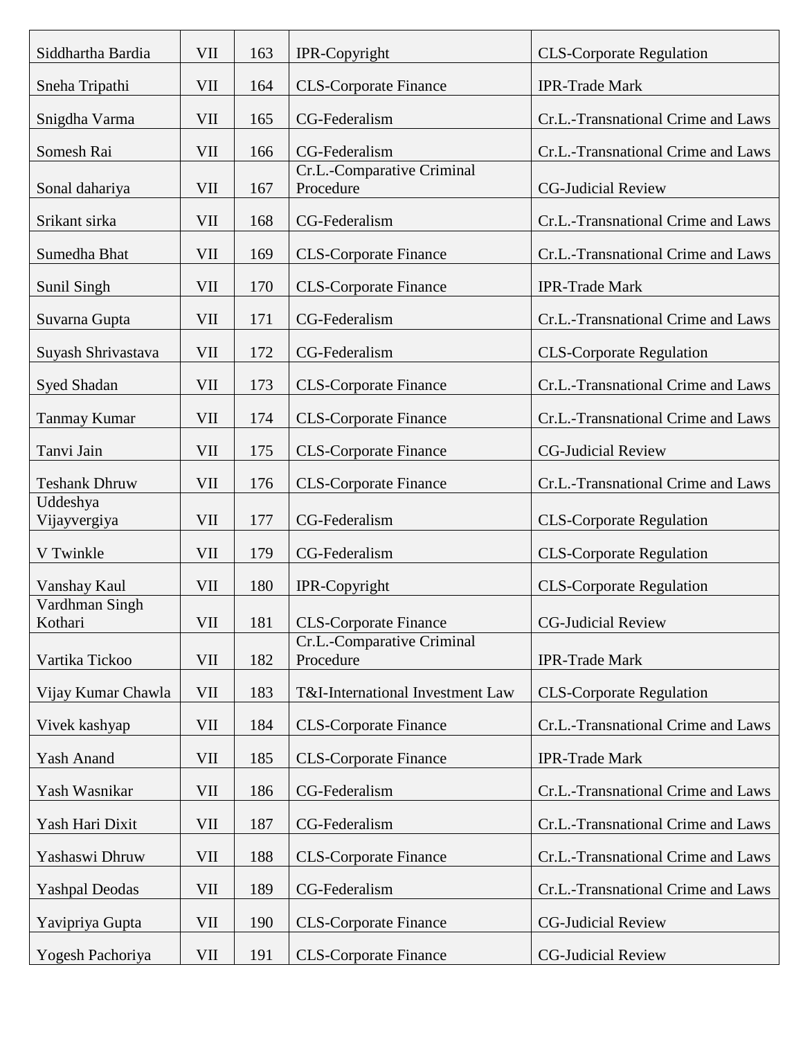| Siddhartha Bardia | VII | 163 | IPR-Copyright | CLS-Corporate Regulation |
|---|---|---|---|---|
| Sneha Tripathi | VII | 164 | CLS-Corporate Finance | IPR-Trade Mark |
| Snigdha Varma | VII | 165 | CG-Federalism | Cr.L.-Transnational Crime and Laws |
| Somesh Rai | VII | 166 | CG-Federalism | Cr.L.-Transnational Crime and Laws |
| Sonal dahariya | VII | 167 | Cr.L.-Comparative Criminal Procedure | CG-Judicial Review |
| Srikant sirka | VII | 168 | CG-Federalism | Cr.L.-Transnational Crime and Laws |
| Sumedha Bhat | VII | 169 | CLS-Corporate Finance | Cr.L.-Transnational Crime and Laws |
| Sunil Singh | VII | 170 | CLS-Corporate Finance | IPR-Trade Mark |
| Suvarna Gupta | VII | 171 | CG-Federalism | Cr.L.-Transnational Crime and Laws |
| Suyash Shrivastava | VII | 172 | CG-Federalism | CLS-Corporate Regulation |
| Syed Shadan | VII | 173 | CLS-Corporate Finance | Cr.L.-Transnational Crime and Laws |
| Tanmay Kumar | VII | 174 | CLS-Corporate Finance | Cr.L.-Transnational Crime and Laws |
| Tanvi Jain | VII | 175 | CLS-Corporate Finance | CG-Judicial Review |
| Teshank Dhruw | VII | 176 | CLS-Corporate Finance | Cr.L.-Transnational Crime and Laws |
| Uddeshya Vijayvergiya | VII | 177 | CG-Federalism | CLS-Corporate Regulation |
| V Twinkle | VII | 179 | CG-Federalism | CLS-Corporate Regulation |
| Vanshay Kaul | VII | 180 | IPR-Copyright | CLS-Corporate Regulation |
| Vardhman Singh Kothari | VII | 181 | CLS-Corporate Finance | CG-Judicial Review |
| Vartika Tickoo | VII | 182 | Cr.L.-Comparative Criminal Procedure | IPR-Trade Mark |
| Vijay Kumar Chawla | VII | 183 | T&I-International Investment Law | CLS-Corporate Regulation |
| Vivek kashyap | VII | 184 | CLS-Corporate Finance | Cr.L.-Transnational Crime and Laws |
| Yash Anand | VII | 185 | CLS-Corporate Finance | IPR-Trade Mark |
| Yash Wasnikar | VII | 186 | CG-Federalism | Cr.L.-Transnational Crime and Laws |
| Yash Hari Dixit | VII | 187 | CG-Federalism | Cr.L.-Transnational Crime and Laws |
| Yashaswi Dhruw | VII | 188 | CLS-Corporate Finance | Cr.L.-Transnational Crime and Laws |
| Yashpal Deodas | VII | 189 | CG-Federalism | Cr.L.-Transnational Crime and Laws |
| Yavipriya Gupta | VII | 190 | CLS-Corporate Finance | CG-Judicial Review |
| Yogesh Pachoriya | VII | 191 | CLS-Corporate Finance | CG-Judicial Review |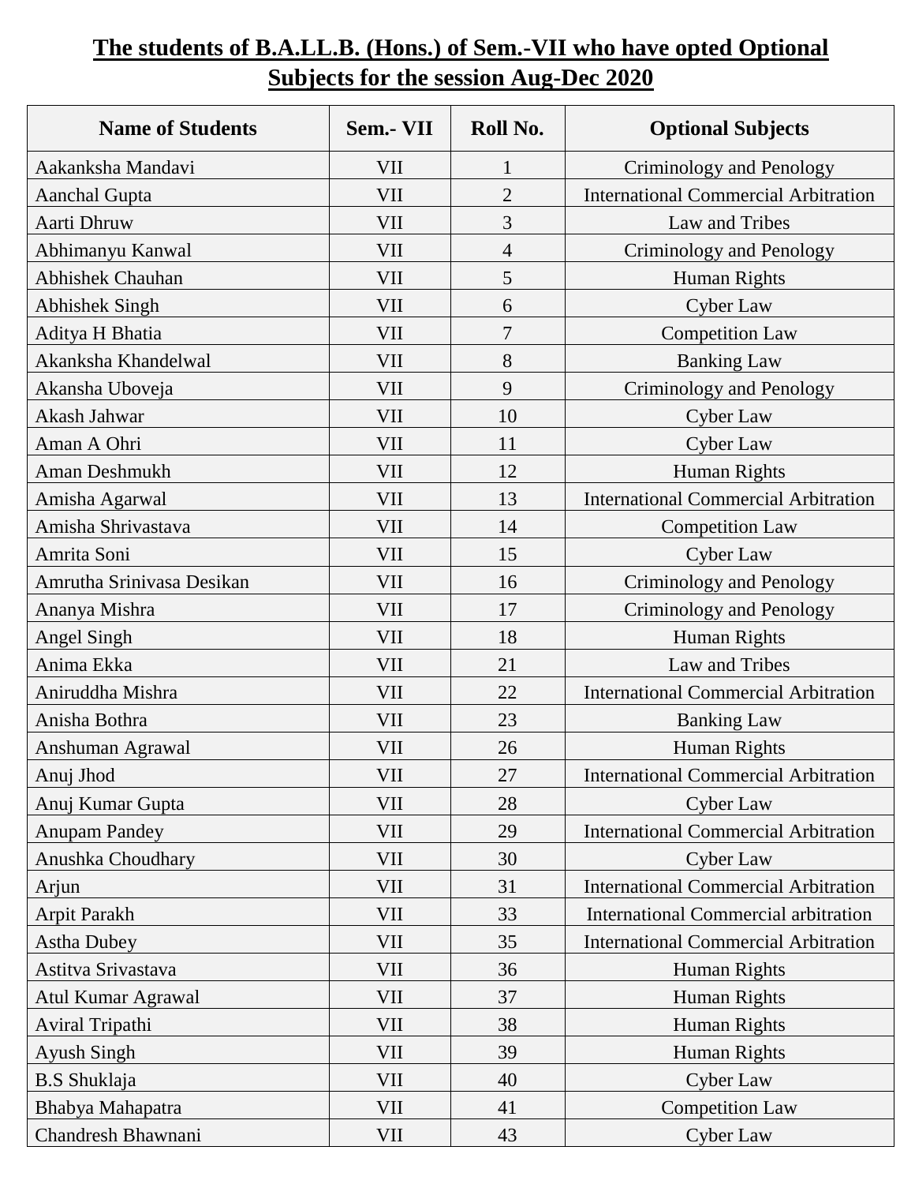**The students of B.A.LL.B. (Hons.) of Sem.-VII who have opted Optional Subjects for the session Aug-Dec 2020**

| Name of Students | Sem.- VII | Roll No. | Optional Subjects |
|---|---|---|---|
| Aakanksha Mandavi | VII | 1 | Criminology and Penology |
| Aanchal Gupta | VII | 2 | International Commercial Arbitration |
| Aarti Dhruw | VII | 3 | Law and Tribes |
| Abhimanyu Kanwal | VII | 4 | Criminology and Penology |
| Abhishek Chauhan | VII | 5 | Human Rights |
| Abhishek Singh | VII | 6 | Cyber Law |
| Aditya H Bhatia | VII | 7 | Competition Law |
| Akanksha Khandelwal | VII | 8 | Banking Law |
| Akansha Uboveja | VII | 9 | Criminology and Penology |
| Akash Jahwar | VII | 10 | Cyber Law |
| Aman A Ohri | VII | 11 | Cyber Law |
| Aman Deshmukh | VII | 12 | Human Rights |
| Amisha Agarwal | VII | 13 | International Commercial Arbitration |
| Amisha Shrivastava | VII | 14 | Competition Law |
| Amrita Soni | VII | 15 | Cyber Law |
| Amrutha Srinivasa Desikan | VII | 16 | Criminology and Penology |
| Ananya Mishra | VII | 17 | Criminology and Penology |
| Angel Singh | VII | 18 | Human Rights |
| Anima Ekka | VII | 21 | Law and Tribes |
| Aniruddha Mishra | VII | 22 | International Commercial Arbitration |
| Anisha Bothra | VII | 23 | Banking Law |
| Anshuman Agrawal | VII | 26 | Human Rights |
| Anuj Jhod | VII | 27 | International Commercial Arbitration |
| Anuj Kumar Gupta | VII | 28 | Cyber Law |
| Anupam Pandey | VII | 29 | International Commercial Arbitration |
| Anushka Choudhary | VII | 30 | Cyber Law |
| Arjun | VII | 31 | International Commercial Arbitration |
| Arpit Parakh | VII | 33 | International Commercial arbitration |
| Astha Dubey | VII | 35 | International Commercial Arbitration |
| Astitva Srivastava | VII | 36 | Human Rights |
| Atul Kumar Agrawal | VII | 37 | Human Rights |
| Aviral Tripathi | VII | 38 | Human Rights |
| Ayush Singh | VII | 39 | Human Rights |
| B.S Shuklaja | VII | 40 | Cyber Law |
| Bhabya Mahapatra | VII | 41 | Competition Law |
| Chandresh Bhawnani | VII | 43 | Cyber Law |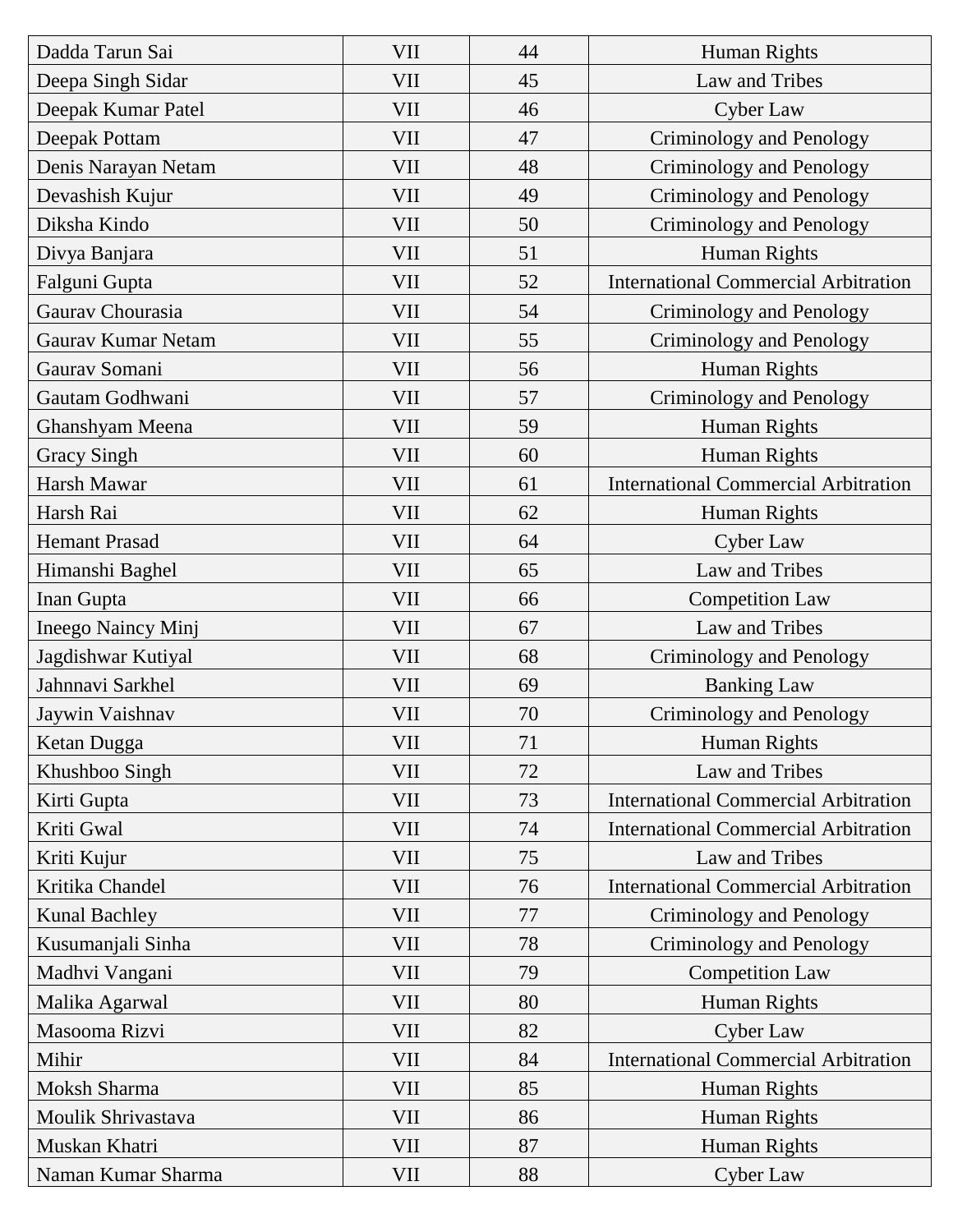| Dadda Tarun Sai | VII | 44 | Human Rights |
|---|---|---|---|
| Deepa Singh Sidar | VII | 45 | Law and Tribes |
| Deepak Kumar Patel | VII | 46 | Cyber Law |
| Deepak Pottam | VII | 47 | Criminology and Penology |
| Denis Narayan Netam | VII | 48 | Criminology and Penology |
| Devashish Kujur | VII | 49 | Criminology and Penology |
| Diksha Kindo | VII | 50 | Criminology and Penology |
| Divya Banjara | VII | 51 | Human Rights |
| Falguni Gupta | VII | 52 | International Commercial Arbitration |
| Gaurav Chourasia | VII | 54 | Criminology and Penology |
| Gaurav Kumar Netam | VII | 55 | Criminology and Penology |
| Gaurav Somani | VII | 56 | Human Rights |
| Gautam Godhwani | VII | 57 | Criminology and Penology |
| Ghanshyam Meena | VII | 59 | Human Rights |
| Gracy Singh | VII | 60 | Human Rights |
| Harsh Mawar | VII | 61 | International Commercial Arbitration |
| Harsh Rai | VII | 62 | Human Rights |
| Hemant Prasad | VII | 64 | Cyber Law |
| Himanshi Baghel | VII | 65 | Law and Tribes |
| Inan Gupta | VII | 66 | Competition Law |
| Ineego Naincy Minj | VII | 67 | Law and Tribes |
| Jagdishwar Kutiyal | VII | 68 | Criminology and Penology |
| Jahnnavi Sarkhel | VII | 69 | Banking Law |
| Jaywin Vaishnav | VII | 70 | Criminology and Penology |
| Ketan Dugga | VII | 71 | Human Rights |
| Khushboo Singh | VII | 72 | Law and Tribes |
| Kirti Gupta | VII | 73 | International Commercial Arbitration |
| Kriti Gwal | VII | 74 | International Commercial Arbitration |
| Kriti Kujur | VII | 75 | Law and Tribes |
| Kritika Chandel | VII | 76 | International Commercial Arbitration |
| Kunal Bachley | VII | 77 | Criminology and Penology |
| Kusumanjali Sinha | VII | 78 | Criminology and Penology |
| Madhvi Vangani | VII | 79 | Competition Law |
| Malika Agarwal | VII | 80 | Human Rights |
| Masooma Rizvi | VII | 82 | Cyber Law |
| Mihir | VII | 84 | International Commercial Arbitration |
| Moksh Sharma | VII | 85 | Human Rights |
| Moulik Shrivastava | VII | 86 | Human Rights |
| Muskan Khatri | VII | 87 | Human Rights |
| Naman Kumar Sharma | VII | 88 | Cyber Law |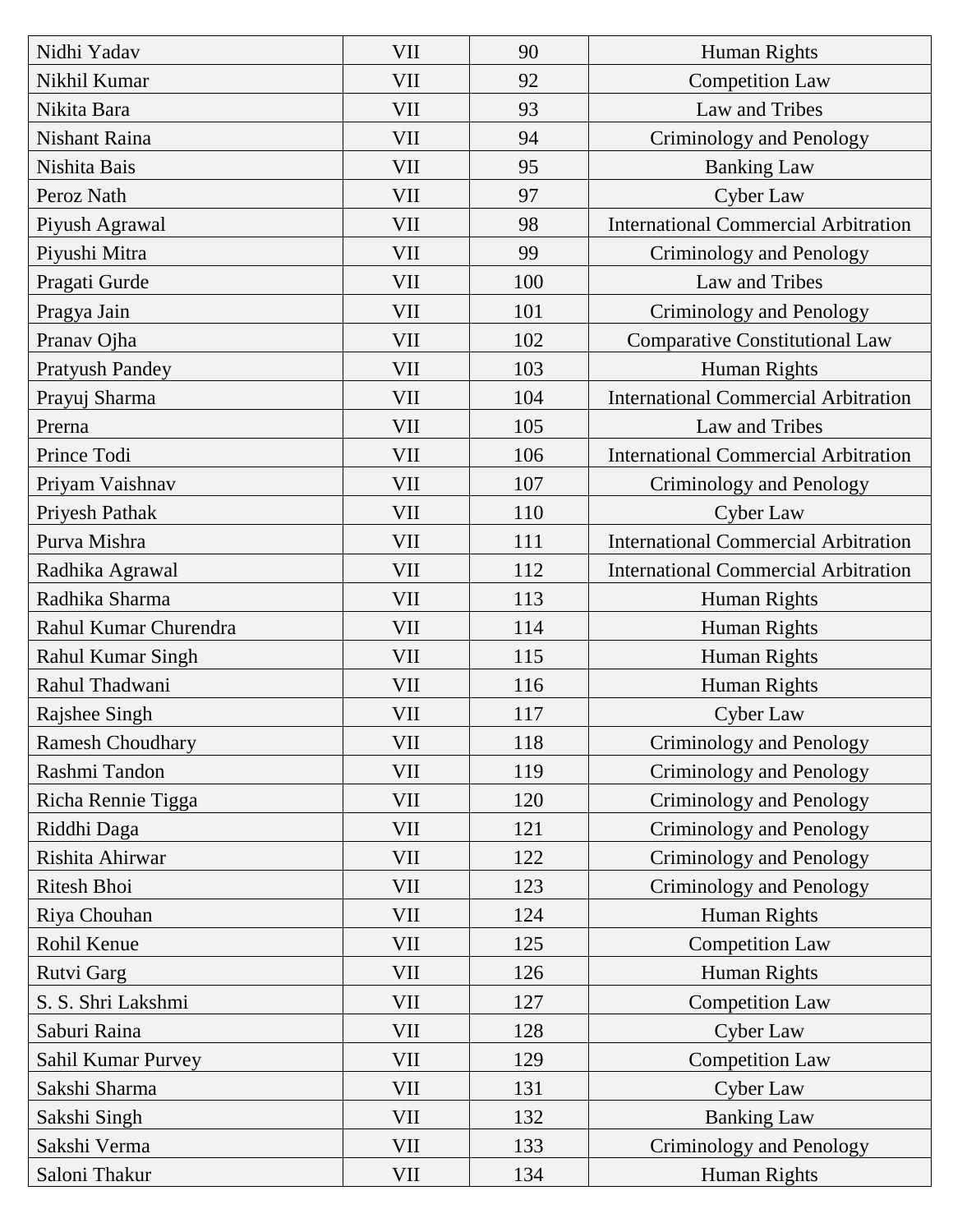| Nidhi Yadav | VII | 90 | Human Rights |
|---|---|---|---|
| Nikhil Kumar | VII | 92 | Competition Law |
| Nikita Bara | VII | 93 | Law and Tribes |
| Nishant Raina | VII | 94 | Criminology and Penology |
| Nishita Bais | VII | 95 | Banking Law |
| Peroz Nath | VII | 97 | Cyber Law |
| Piyush Agrawal | VII | 98 | International Commercial Arbitration |
| Piyushi Mitra | VII | 99 | Criminology and Penology |
| Pragati Gurde | VII | 100 | Law and Tribes |
| Pragya Jain | VII | 101 | Criminology and Penology |
| Pranav Ojha | VII | 102 | Comparative Constitutional Law |
| Pratyush Pandey | VII | 103 | Human Rights |
| Prayuj Sharma | VII | 104 | International Commercial Arbitration |
| Prerna | VII | 105 | Law and Tribes |
| Prince Todi | VII | 106 | International Commercial Arbitration |
| Priyam Vaishnav | VII | 107 | Criminology and Penology |
| Priyesh Pathak | VII | 110 | Cyber Law |
| Purva Mishra | VII | 111 | International Commercial Arbitration |
| Radhika Agrawal | VII | 112 | International Commercial Arbitration |
| Radhika Sharma | VII | 113 | Human Rights |
| Rahul Kumar Churendra | VII | 114 | Human Rights |
| Rahul Kumar Singh | VII | 115 | Human Rights |
| Rahul Thadwani | VII | 116 | Human Rights |
| Rajshee Singh | VII | 117 | Cyber Law |
| Ramesh Choudhary | VII | 118 | Criminology and Penology |
| Rashmi Tandon | VII | 119 | Criminology and Penology |
| Richa Rennie Tigga | VII | 120 | Criminology and Penology |
| Riddhi Daga | VII | 121 | Criminology and Penology |
| Rishita Ahirwar | VII | 122 | Criminology and Penology |
| Ritesh Bhoi | VII | 123 | Criminology and Penology |
| Riya Chouhan | VII | 124 | Human Rights |
| Rohil Kenue | VII | 125 | Competition Law |
| Rutvi Garg | VII | 126 | Human Rights |
| S. S. Shri Lakshmi | VII | 127 | Competition Law |
| Saburi Raina | VII | 128 | Cyber Law |
| Sahil Kumar Purvey | VII | 129 | Competition Law |
| Sakshi Sharma | VII | 131 | Cyber Law |
| Sakshi Singh | VII | 132 | Banking Law |
| Sakshi Verma | VII | 133 | Criminology and Penology |
| Saloni Thakur | VII | 134 | Human Rights |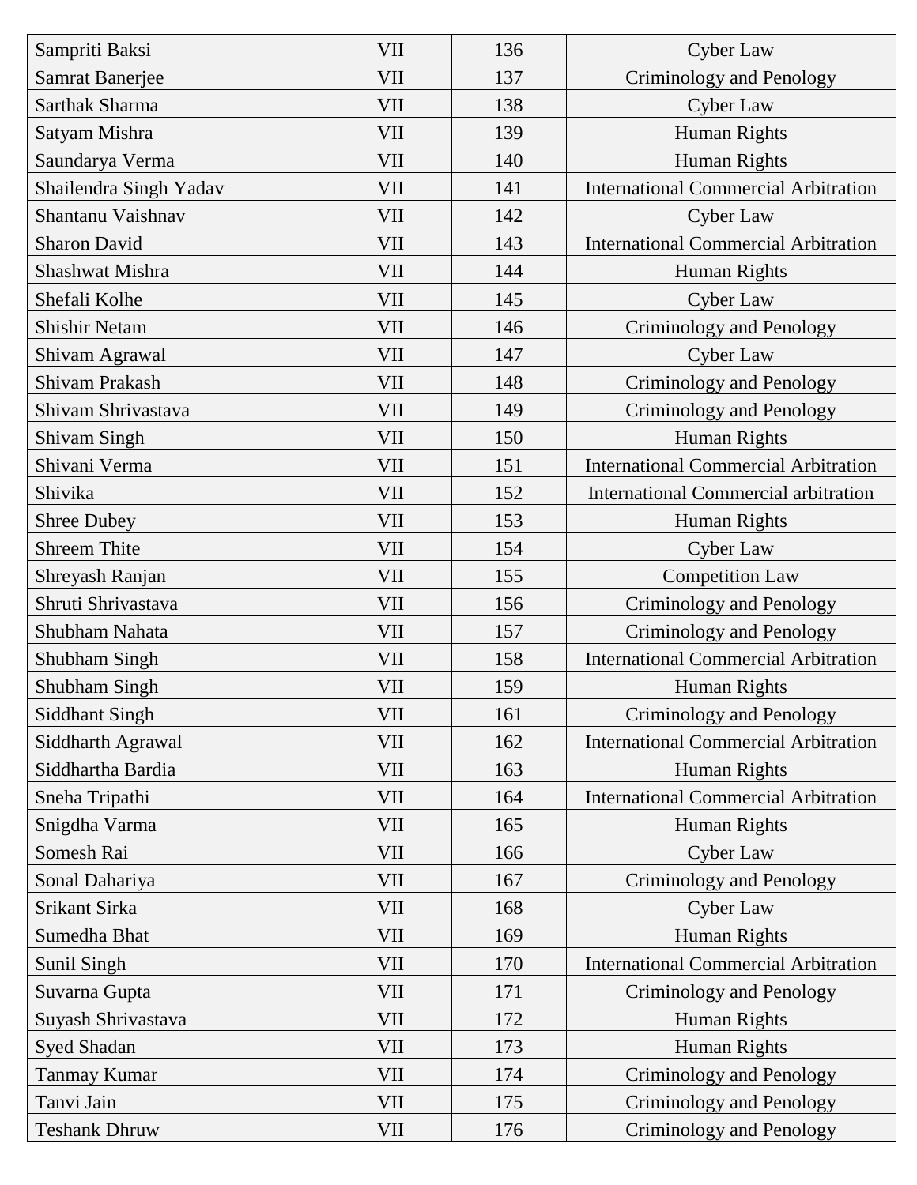| Sampriti Baksi | VII | 136 | Cyber Law |
|---|---|---|---|
| Samrat Banerjee | VII | 137 | Criminology and Penology |
| Sarthak Sharma | VII | 138 | Cyber Law |
| Satyam Mishra | VII | 139 | Human Rights |
| Saundarya Verma | VII | 140 | Human Rights |
| Shailendra Singh Yadav | VII | 141 | International Commercial Arbitration |
| Shantanu Vaishnav | VII | 142 | Cyber Law |
| Sharon David | VII | 143 | International Commercial Arbitration |
| Shashwat Mishra | VII | 144 | Human Rights |
| Shefali Kolhe | VII | 145 | Cyber Law |
| Shishir Netam | VII | 146 | Criminology and Penology |
| Shivam Agrawal | VII | 147 | Cyber Law |
| Shivam Prakash | VII | 148 | Criminology and Penology |
| Shivam Shrivastava | VII | 149 | Criminology and Penology |
| Shivam Singh | VII | 150 | Human Rights |
| Shivani Verma | VII | 151 | International Commercial Arbitration |
| Shivika | VII | 152 | International Commercial arbitration |
| Shree Dubey | VII | 153 | Human Rights |
| Shreem Thite | VII | 154 | Cyber Law |
| Shreyash Ranjan | VII | 155 | Competition Law |
| Shruti Shrivastava | VII | 156 | Criminology and Penology |
| Shubham Nahata | VII | 157 | Criminology and Penology |
| Shubham Singh | VII | 158 | International Commercial Arbitration |
| Shubham Singh | VII | 159 | Human Rights |
| Siddhant Singh | VII | 161 | Criminology and Penology |
| Siddharth Agrawal | VII | 162 | International Commercial Arbitration |
| Siddhartha Bardia | VII | 163 | Human Rights |
| Sneha Tripathi | VII | 164 | International Commercial Arbitration |
| Snigdha Varma | VII | 165 | Human Rights |
| Somesh Rai | VII | 166 | Cyber Law |
| Sonal Dahariya | VII | 167 | Criminology and Penology |
| Srikant Sirka | VII | 168 | Cyber Law |
| Sumedha Bhat | VII | 169 | Human Rights |
| Sunil Singh | VII | 170 | International Commercial Arbitration |
| Suvarna Gupta | VII | 171 | Criminology and Penology |
| Suyash Shrivastava | VII | 172 | Human Rights |
| Syed Shadan | VII | 173 | Human Rights |
| Tanmay Kumar | VII | 174 | Criminology and Penology |
| Tanvi Jain | VII | 175 | Criminology and Penology |
| Teshank Dhruw | VII | 176 | Criminology and Penology |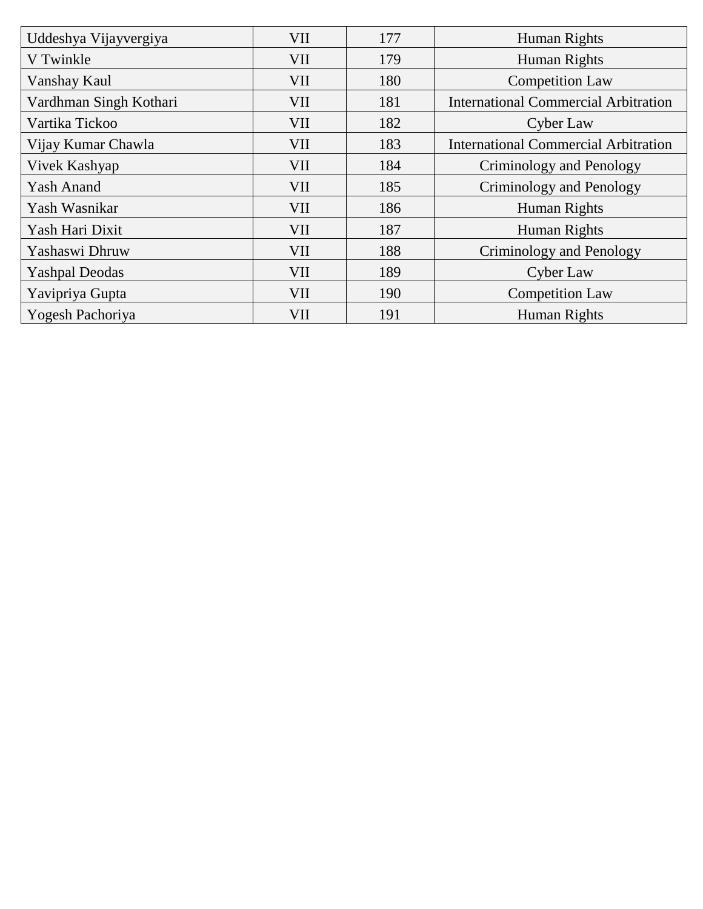| | | | |
|---|---|---|---|
| Uddeshya Vijayvergiya | VII | 177 | Human Rights |
| V Twinkle | VII | 179 | Human Rights |
| Vanshay Kaul | VII | 180 | Competition Law |
| Vardhman Singh Kothari | VII | 181 | International Commercial Arbitration |
| Vartika Tickoo | VII | 182 | Cyber Law |
| Vijay Kumar Chawla | VII | 183 | International Commercial Arbitration |
| Vivek Kashyap | VII | 184 | Criminology and Penology |
| Yash Anand | VII | 185 | Criminology and Penology |
| Yash Wasnikar | VII | 186 | Human Rights |
| Yash Hari Dixit | VII | 187 | Human Rights |
| Yashaswi Dhruw | VII | 188 | Criminology and Penology |
| Yashpal Deodas | VII | 189 | Cyber Law |
| Yavipriya Gupta | VII | 190 | Competition Law |
| Yogesh Pachoriya | VII | 191 | Human Rights |